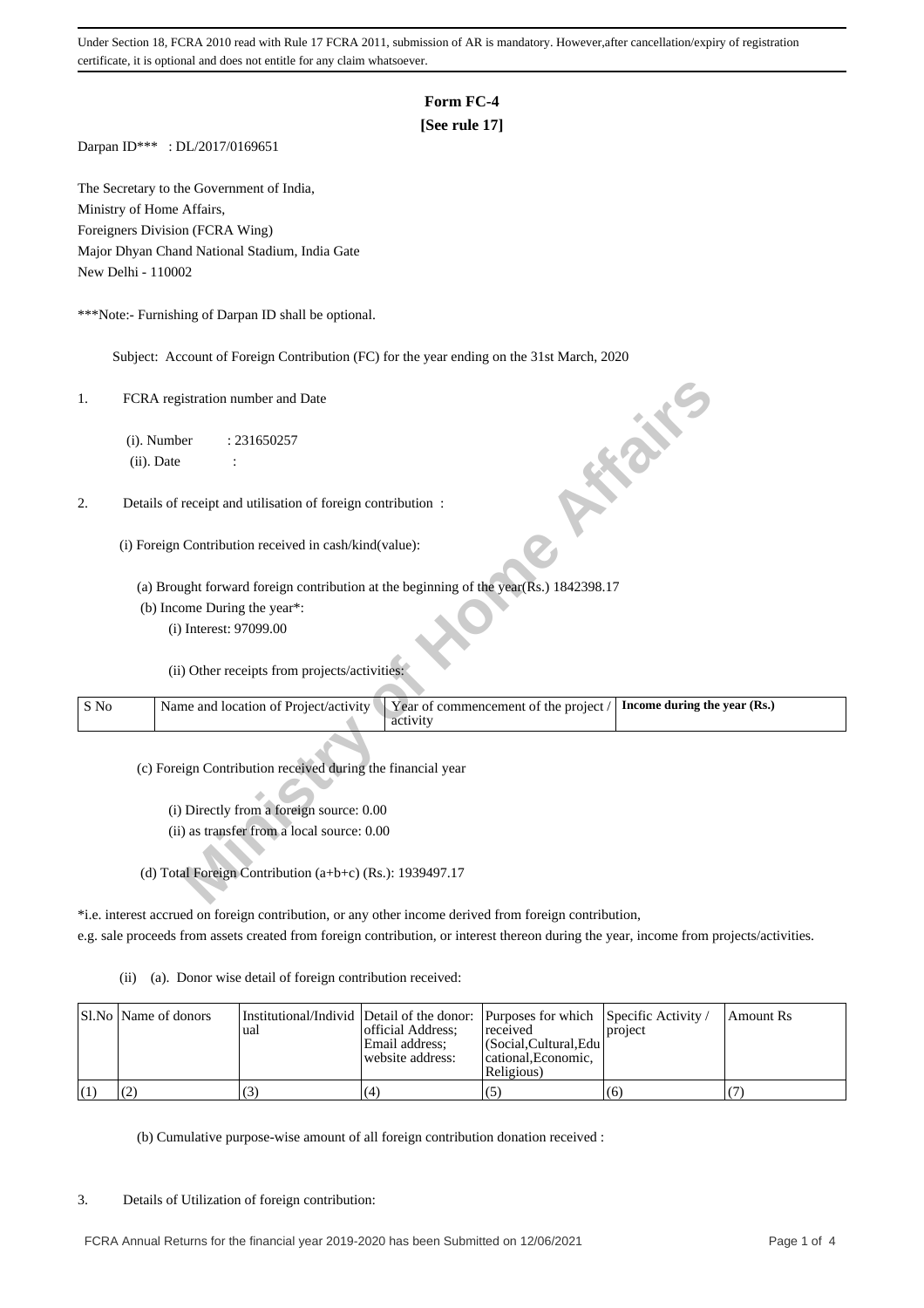Under Section 18, FCRA 2010 read with Rule 17 FCRA 2011, submission of AR is mandatory. However,after cancellation/expiry of registration certificate, it is optional and does not entitle for any claim whatsoever.

# Form FC-4

**[See rule 17]**

Darpan ID*** : DL/2017/0169651

The Secretary to the Government of India,
Ministry of Home Affairs,
Foreigners Division (FCRA Wing)
Major Dhyan Chand National Stadium, India Gate
New Delhi - 110002

***Note:- Furnishing of Darpan ID shall be optional.

Subject: Account of Foreign Contribution (FC) for the year ending on the 31st March, 2020

1. FCRA registration number and Date

   (i). Number : 231650257

   (ii). Date :

2. Details of receipt and utilisation of foreign contribution :

   (i) Foreign Contribution received in cash/kind(value):

   (a) Brought forward foreign contribution at the beginning of the year(Rs.) 1842398.17

   (b) Income During the year*:

   (i) Interest: 97099.00

   (ii) Other receipts from projects/activities:

| S No | Name and location of Project/activity | Year of commencement of the project / activity | **Income during the year (Rs.)** |
|---|---|---|---|

   (c) Foreign Contribution received during the financial year

   (i) Directly from a foreign source: 0.00

   (ii) as transfer from a local source: 0.00

   (d) Total Foreign Contribution (a+b+c) (Rs.): 1939497.17

*i.e. interest accrued on foreign contribution, or any other income derived from foreign contribution, e.g. sale proceeds from assets created from foreign contribution, or interest thereon during the year, income from projects/activities.

(ii) (a). Donor wise detail of foreign contribution received:

| Sl.No | Name of donors | Institutional/Individual | Detail of the donor: official Address; Email address; website address: | Purposes for which received (Social,Cultural,Educational,Economic, Religious) | Specific Activity / project | Amount Rs |
|---|---|---|---|---|---|---|
| (1) | (2) | (3) | (4) | (5) | (6) | (7) |

(b) Cumulative purpose-wise amount of all foreign contribution donation received :

3. Details of Utilization of foreign contribution:

FCRA Annual Returns for the financial year 2019-2020 has been Submitted on 12/06/2021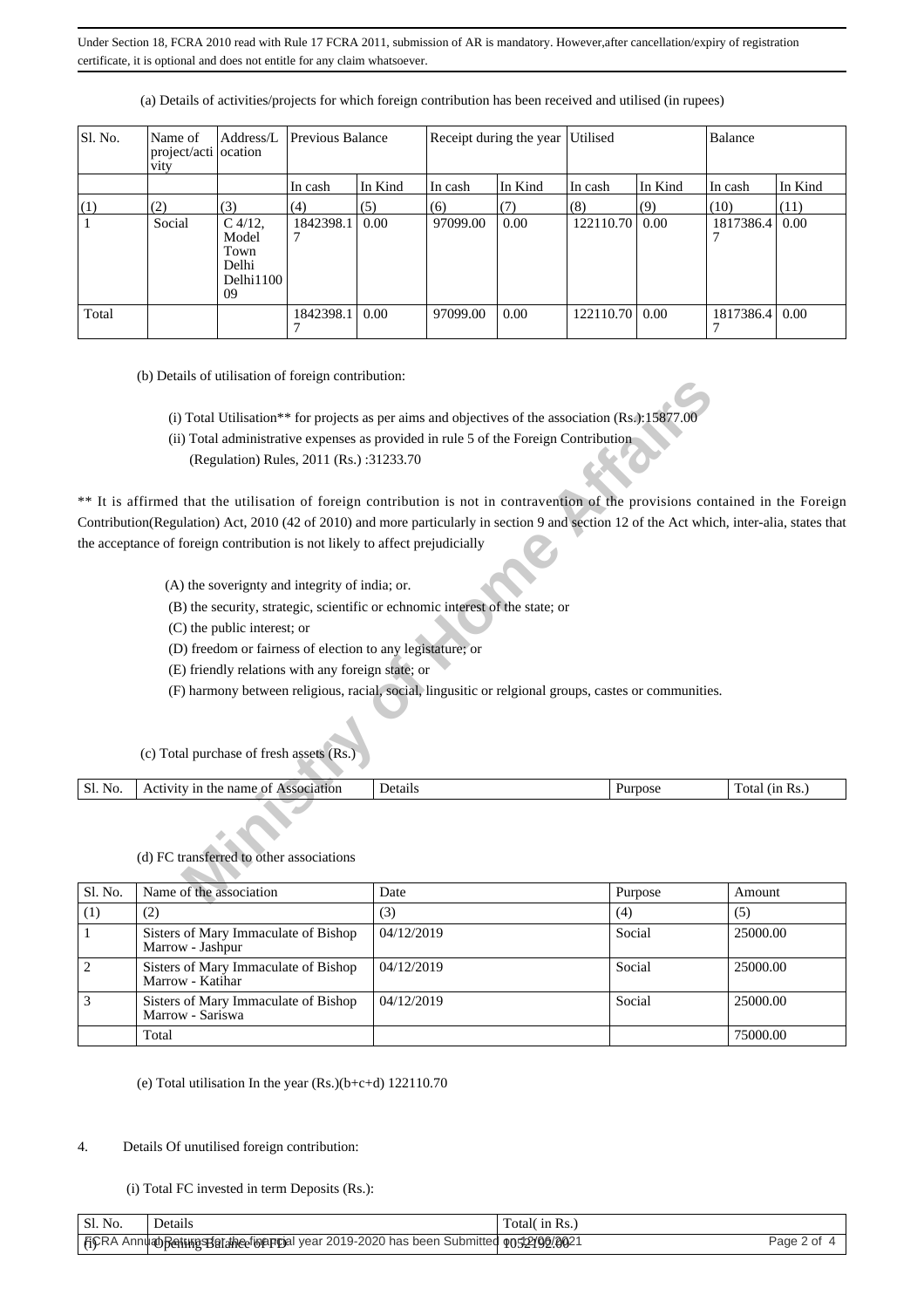Under Section 18, FCRA 2010 read with Rule 17 FCRA 2011, submission of AR is mandatory. However,after cancellation/expiry of registration certificate, it is optional and does not entitle for any claim whatsoever.

(a) Details of activities/projects for which foreign contribution has been received and utilised (in rupees)

| Sl. No. | Name of project/activity | Address/Location | Previous Balance | | Receipt during the year | | Utilised | | Balance | |
|---|---|---|---|---|---|---|---|---|---|---|
| | | | In cash | In Kind | In cash | In Kind | In cash | In Kind | In cash | In Kind |
| (1) | (2) | (3) | (4) | (5) | (6) | (7) | (8) | (9) | (10) | (11) |
| 1 | Social | C 4/12, Model Town Delhi Delhi110009 | 1842398.17 | 0.00 | 97099.00 | 0.00 | 122110.70 | 0.00 | 1817386.47 | 0.00 |
| Total | | | 1842398.17 | 0.00 | 97099.00 | 0.00 | 122110.70 | 0.00 | 1817386.47 | 0.00 |

(b) Details of utilisation of foreign contribution:

(i) Total Utilisation** for projects as per aims and objectives of the association (Rs.):15877.00

(ii) Total administrative expenses as provided in rule 5 of the Foreign Contribution (Regulation) Rules, 2011 (Rs.) :31233.70

** It is affirmed that the utilisation of foreign contribution is not in contravention of the provisions contained in the Foreign Contribution(Regulation) Act, 2010 (42 of 2010) and more particularly in section 9 and section 12 of the Act which, inter-alia, states that the acceptance of foreign contribution is not likely to affect prejudicially

(A) the soverignty and integrity of india; or.

(B) the security, strategic, scientific or echnomic interest of the state; or

(C) the public interest; or

(D) freedom or fairness of election to any legistature; or

(E) friendly relations with any foreign state; or

(F) harmony between religious, racial, social, lingusitic or relgional groups, castes or communities.

(c) Total purchase of fresh assets (Rs.)

| Sl. No. | Activity in the name of Association | Details | Purpose | Total (in Rs.) |
|---|---|---|---|---|

(d) FC transferred to other associations

| Sl. No. | Name of the association | Date | Purpose | Amount |
|---|---|---|---|---|
| (1) | (2) | (3) | (4) | (5) |
| 1 | Sisters of Mary Immaculate of Bishop Marrow - Jashpur | 04/12/2019 | Social | 25000.00 |
| 2 | Sisters of Mary Immaculate of Bishop Marrow - Katihar | 04/12/2019 | Social | 25000.00 |
| 3 | Sisters of Mary Immaculate of Bishop Marrow - Sariswa | 04/12/2019 | Social | 25000.00 |
| | Total | | | 75000.00 |

(e) Total utilisation In the year (Rs.)(b+c+d) 122110.70

4. Details Of unutilised foreign contribution:

(i) Total FC invested in term Deposits (Rs.):

| Sl. No. | Details | Total( in Rs.) |
|---|---|---|
| (i) | Opening Balance of FD | 1052102.00 |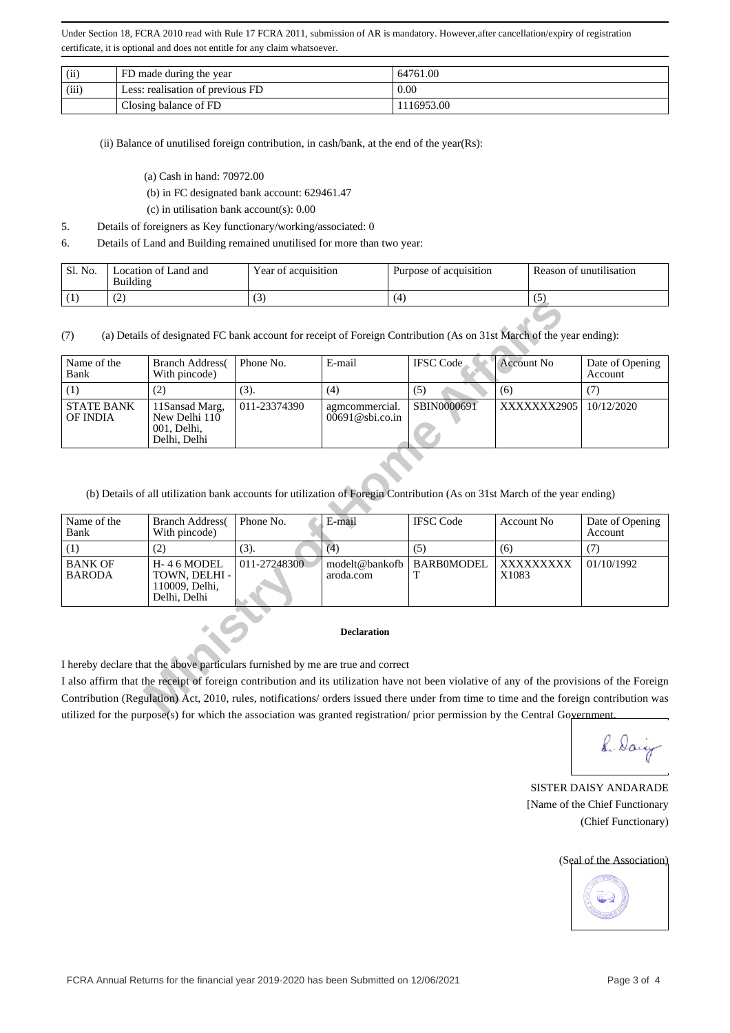Under Section 18, FCRA 2010 read with Rule 17 FCRA 2011, submission of AR is mandatory. However,after cancellation/expiry of registration certificate, it is optional and does not entitle for any claim whatsoever.

| (ii) | FD made during the year | 64761.00 |
|---|---|---|
| (iii) | Less: realisation of previous FD | 0.00 |
| | Closing balance of FD | 1116953.00 |

(ii) Balance of unutilised foreign contribution, in cash/bank, at the end of the year(Rs):

(a) Cash in hand: 70972.00

(b) in FC designated bank account: 629461.47

(c) in utilisation bank account(s): 0.00

5. Details of foreigners as Key functionary/working/associated: 0

6. Details of Land and Building remained unutilised for more than two year:

| Sl. No. | Location of Land and Building | Year of acquisition | Purpose of acquisition | Reason of unutilisation |
|---|---|---|---|---|
| (1) | (2) | (3) | (4) | (5) |

(7) (a) Details of designated FC bank account for receipt of Foreign Contribution (As on 31st March of the year ending):

| Name of the Bank | Branch Address( With pincode) | Phone No. | E-mail | IFSC Code | Account No | Date of Opening Account |
|---|---|---|---|---|---|---|
| (1) | (2) | (3). | (4) | (5) | (6) | (7) |
| STATE BANK OF INDIA | 11Sansad Marg, New Delhi 110 001, Delhi, Delhi | 011-23374390 | agmcommercial.00691@sbi.co.in | SBIN0000691 | XXXXXXX2905 | 10/12/2020 |

(b) Details of all utilization bank accounts for utilization of Foregin Contribution (As on 31st March of the year ending)

| Name of the Bank | Branch Address( With pincode) | Phone No. | E-mail | IFSC Code | Account No | Date of Opening Account |
|---|---|---|---|---|---|---|
| (1) | (2) | (3). | (4) | (5) | (6) | (7) |
| BANK OF BARODA | H- 4 6 MODEL TOWN, DELHI - 110009, Delhi, Delhi | 011-27248300 | modelt@bankofbaroda.com | BARB0MODELT | XXXXXXXXX1083 | 01/10/1992 |

**Declaration**

I hereby declare that the above particulars furnished by me are true and correct

I also affirm that the receipt of foreign contribution and its utilization have not been violative of any of the provisions of the Foreign Contribution (Regulation) Act, 2010, rules, notifications/ orders issued there under from time to time and the foreign contribution was utilized for the purpose(s) for which the association was granted registration/ prior permission by the Central Government.

SISTER DAISY ANDARADE

[Name of the Chief Functionary

(Chief Functionary)

(Seal of the Association)

FCRA Annual Returns for the financial year 2019-2020 has been Submitted on 12/06/2021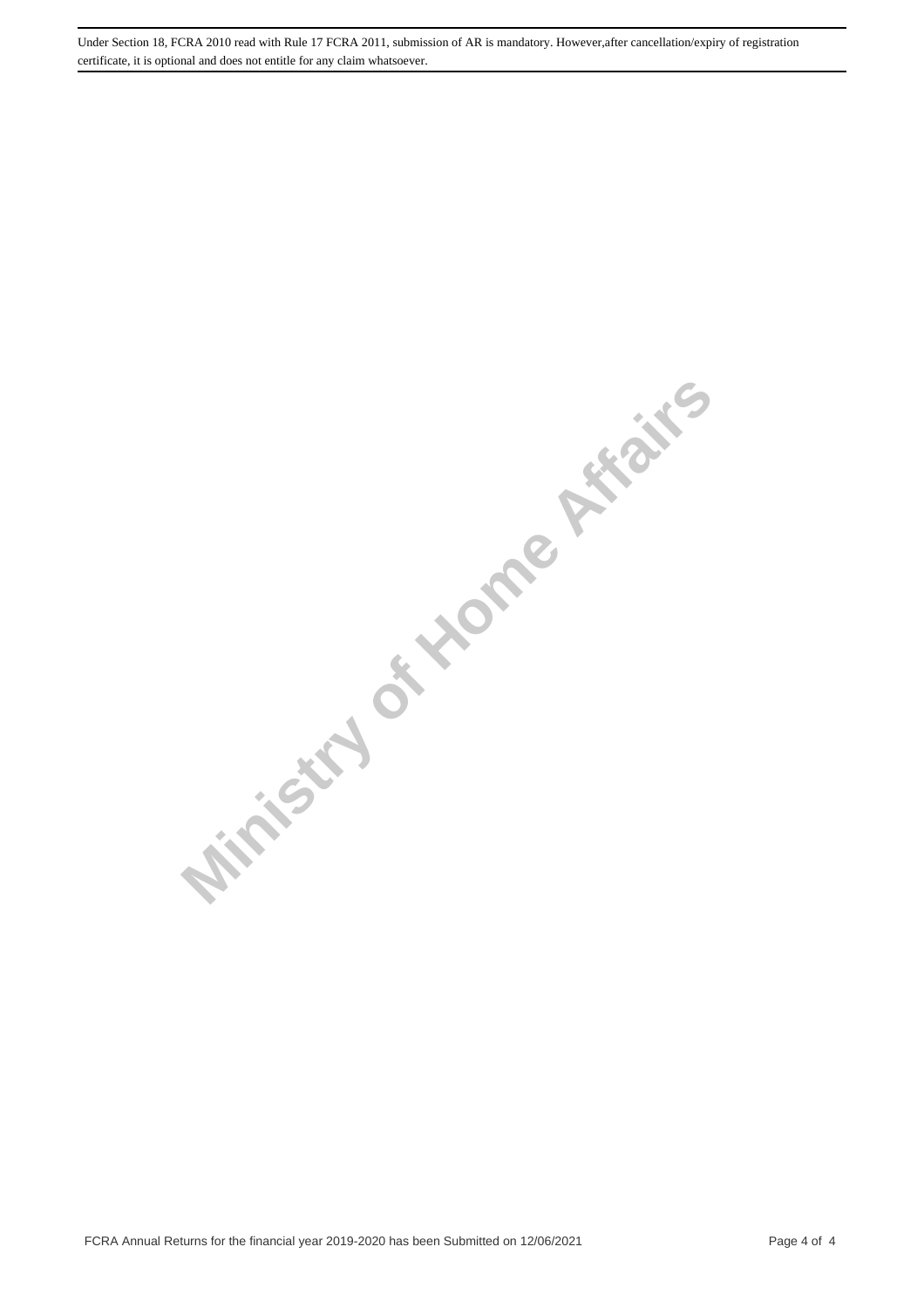Under Section 18, FCRA 2010 read with Rule 17 FCRA 2011, submission of AR is mandatory. However,after cancellation/expiry of registration certificate, it is optional and does not entitle for any claim whatsoever.